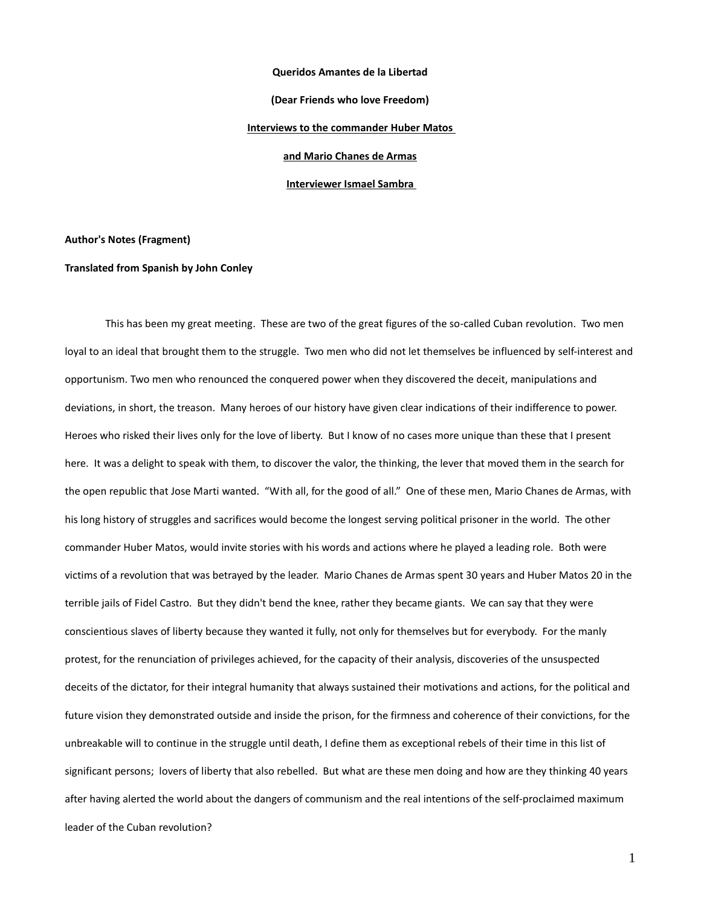**Queridos Amantes de la Libertad**

**(Dear Friends who love Freedom)**

**Interviews to the commander Huber Matos**

**and Mario Chanes de Armas**

**Interviewer Ismael Sambra**

**Author's Notes (Fragment)**

**Translated from Spanish by John Conley**

This has been my great meeting. These are two of the great figures of the so-called Cuban revolution. Two men loyal to an ideal that brought them to the struggle. Two men who did not let themselves be influenced by self-interest and opportunism. Two men who renounced the conquered power when they discovered the deceit, manipulations and deviations, in short, the treason. Many heroes of our history have given clear indications of their indifference to power. Heroes who risked their lives only for the love of liberty. But I know of no cases more unique than these that I present here. It was a delight to speak with them, to discover the valor, the thinking, the lever that moved them in the search for the open republic that Jose Marti wanted. "With all, for the good of all." One of these men, Mario Chanes de Armas, with his long history of struggles and sacrifices would become the longest serving political prisoner in the world. The other commander Huber Matos, would invite stories with his words and actions where he played a leading role. Both were victims of a revolution that was betrayed by the leader. Mario Chanes de Armas spent 30 years and Huber Matos 20 in the terrible jails of Fidel Castro. But they didn't bend the knee, rather they became giants. We can say that they were conscientious slaves of liberty because they wanted it fully, not only for themselves but for everybody. For the manly protest, for the renunciation of privileges achieved, for the capacity of their analysis, discoveries of the unsuspected deceits of the dictator, for their integral humanity that always sustained their motivations and actions, for the political and future vision they demonstrated outside and inside the prison, for the firmness and coherence of their convictions, for the unbreakable will to continue in the struggle until death, I define them as exceptional rebels of their time in this list of significant persons; lovers of liberty that also rebelled. But what are these men doing and how are they thinking 40 years after having alerted the world about the dangers of communism and the real intentions of the self-proclaimed maximum leader of the Cuban revolution?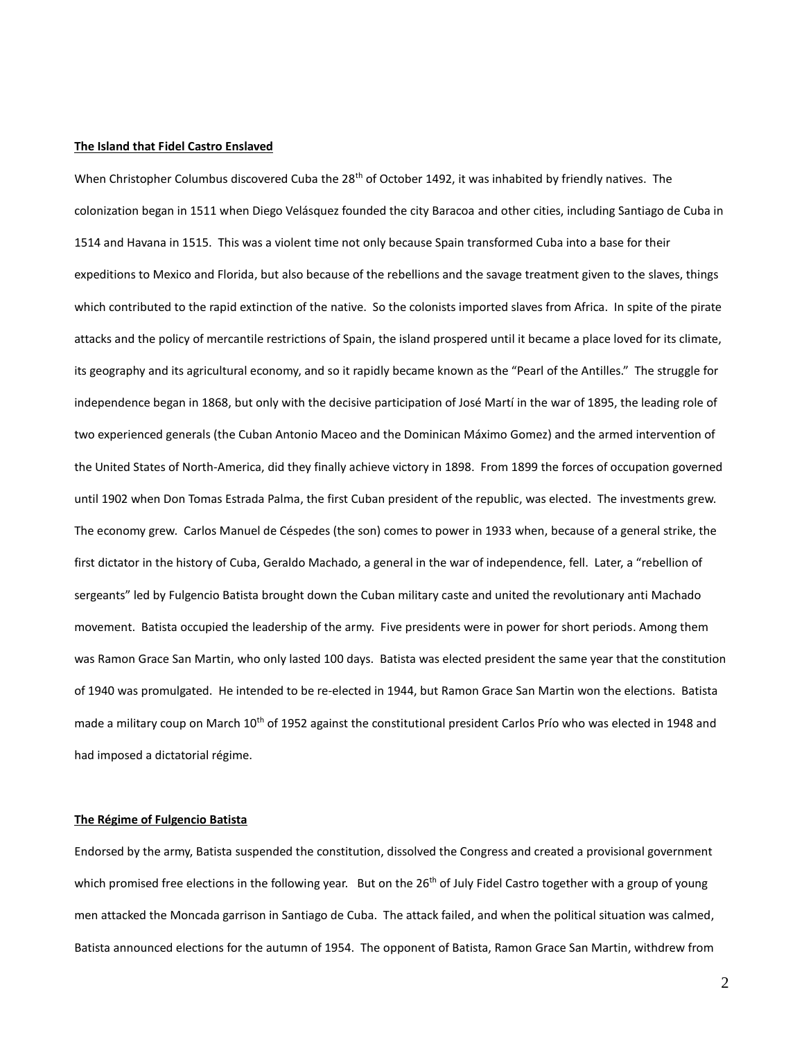**The Island that Fidel Castro Enslaved**

When Christopher Columbus discovered Cuba the 28th of October 1492, it was inhabited by friendly natives. The colonization began in 1511 when Diego Velásquez founded the city Baracoa and other cities, including Santiago de Cuba in 1514 and Havana in 1515. This was a violent time not only because Spain transformed Cuba into a base for their expeditions to Mexico and Florida, but also because of the rebellions and the savage treatment given to the slaves, things which contributed to the rapid extinction of the native. So the colonists imported slaves from Africa. In spite of the pirate attacks and the policy of mercantile restrictions of Spain, the island prospered until it became a place loved for its climate, its geography and its agricultural economy, and so it rapidly became known as the "Pearl of the Antilles." The struggle for independence began in 1868, but only with the decisive participation of José Martí in the war of 1895, the leading role of two experienced generals (the Cuban Antonio Maceo and the Dominican Máximo Gomez) and the armed intervention of the United States of North-America, did they finally achieve victory in 1898. From 1899 the forces of occupation governed until 1902 when Don Tomas Estrada Palma, the first Cuban president of the republic, was elected. The investments grew. The economy grew. Carlos Manuel de Céspedes (the son) comes to power in 1933 when, because of a general strike, the first dictator in the history of Cuba, Geraldo Machado, a general in the war of independence, fell. Later, a "rebellion of sergeants" led by Fulgencio Batista brought down the Cuban military caste and united the revolutionary anti Machado movement. Batista occupied the leadership of the army. Five presidents were in power for short periods. Among them was Ramon Grace San Martin, who only lasted 100 days. Batista was elected president the same year that the constitution of 1940 was promulgated. He intended to be re-elected in 1944, but Ramon Grace San Martin won the elections. Batista made a military coup on March 10th of 1952 against the constitutional president Carlos Prío who was elected in 1948 and had imposed a dictatorial régime.

**The Régime of Fulgencio Batista**

Endorsed by the army, Batista suspended the constitution, dissolved the Congress and created a provisional government which promised free elections in the following year. But on the 26th of July Fidel Castro together with a group of young men attacked the Moncada garrison in Santiago de Cuba. The attack failed, and when the political situation was calmed, Batista announced elections for the autumn of 1954. The opponent of Batista, Ramon Grace San Martin, withdrew from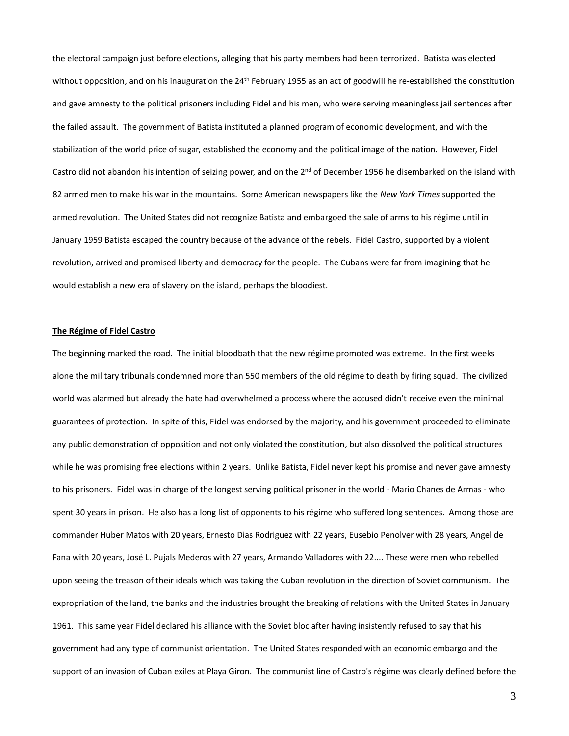the electoral campaign just before elections, alleging that his party members had been terrorized. Batista was elected without opposition, and on his inauguration the 24th February 1955 as an act of goodwill he re-established the constitution and gave amnesty to the political prisoners including Fidel and his men, who were serving meaningless jail sentences after the failed assault. The government of Batista instituted a planned program of economic development, and with the stabilization of the world price of sugar, established the economy and the political image of the nation. However, Fidel Castro did not abandon his intention of seizing power, and on the 2nd of December 1956 he disembarked on the island with 82 armed men to make his war in the mountains. Some American newspapers like the *New York Times* supported the armed revolution. The United States did not recognize Batista and embargoed the sale of arms to his régime until in January 1959 Batista escaped the country because of the advance of the rebels. Fidel Castro, supported by a violent revolution, arrived and promised liberty and democracy for the people. The Cubans were far from imagining that he would establish a new era of slavery on the island, perhaps the bloodiest.

**The Régime of Fidel Castro**

The beginning marked the road. The initial bloodbath that the new régime promoted was extreme. In the first weeks alone the military tribunals condemned more than 550 members of the old régime to death by firing squad. The civilized world was alarmed but already the hate had overwhelmed a process where the accused didn't receive even the minimal guarantees of protection. In spite of this, Fidel was endorsed by the majority, and his government proceeded to eliminate any public demonstration of opposition and not only violated the constitution, but also dissolved the political structures while he was promising free elections within 2 years. Unlike Batista, Fidel never kept his promise and never gave amnesty to his prisoners. Fidel was in charge of the longest serving political prisoner in the world - Mario Chanes de Armas - who spent 30 years in prison. He also has a long list of opponents to his régime who suffered long sentences. Among those are commander Huber Matos with 20 years, Ernesto Dias Rodriguez with 22 years, Eusebio Penolver with 28 years, Angel de Fana with 20 years, José L. Pujals Mederos with 27 years, Armando Valladores with 22.... These were men who rebelled upon seeing the treason of their ideals which was taking the Cuban revolution in the direction of Soviet communism. The expropriation of the land, the banks and the industries brought the breaking of relations with the United States in January 1961. This same year Fidel declared his alliance with the Soviet bloc after having insistently refused to say that his government had any type of communist orientation. The United States responded with an economic embargo and the support of an invasion of Cuban exiles at Playa Giron. The communist line of Castro's régime was clearly defined before the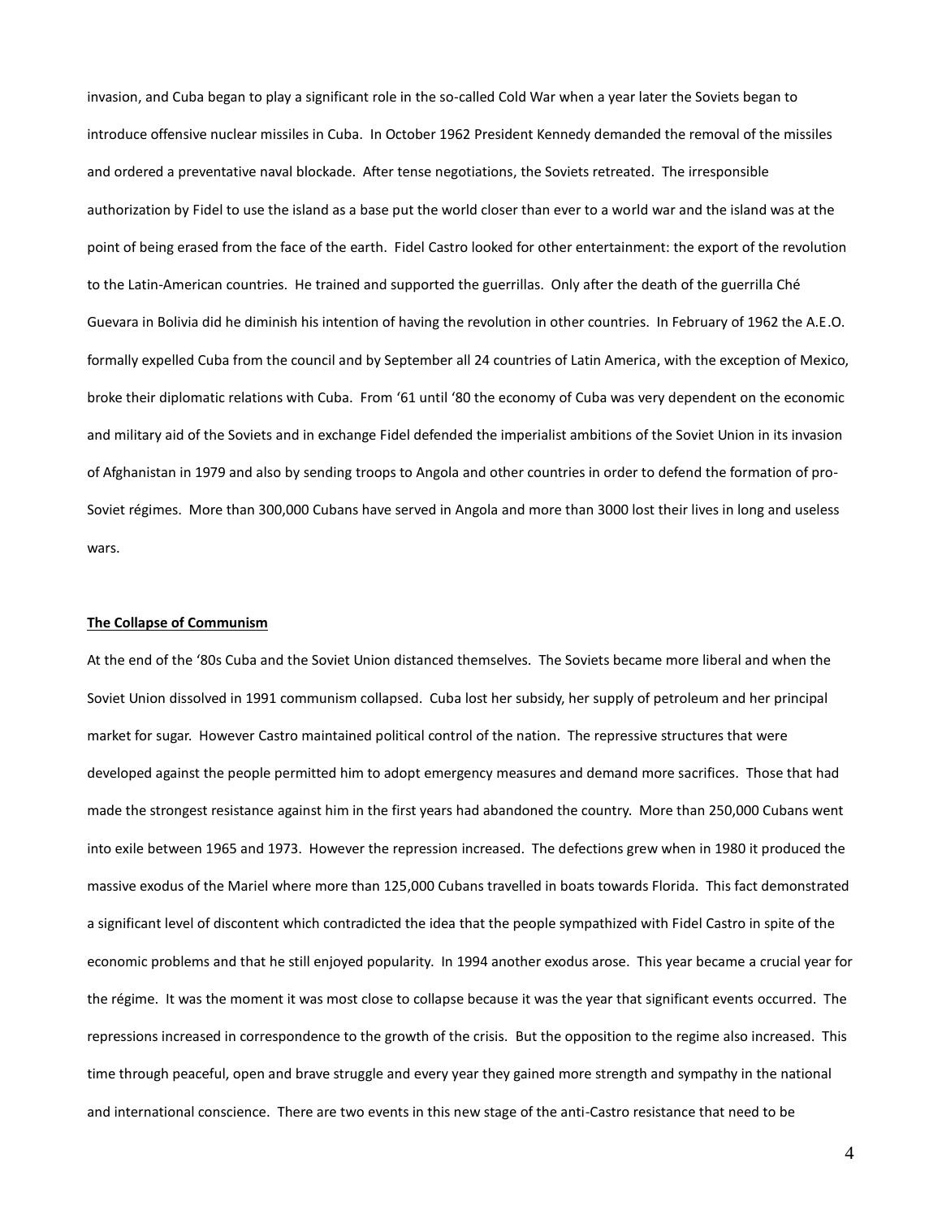invasion, and Cuba began to play a significant role in the so-called Cold War when a year later the Soviets began to introduce offensive nuclear missiles in Cuba. In October 1962 President Kennedy demanded the removal of the missiles and ordered a preventative naval blockade. After tense negotiations, the Soviets retreated. The irresponsible authorization by Fidel to use the island as a base put the world closer than ever to a world war and the island was at the point of being erased from the face of the earth. Fidel Castro looked for other entertainment: the export of the revolution to the Latin-American countries. He trained and supported the guerrillas. Only after the death of the guerrilla Ché Guevara in Bolivia did he diminish his intention of having the revolution in other countries. In February of 1962 the A.E.O. formally expelled Cuba from the council and by September all 24 countries of Latin America, with the exception of Mexico, broke their diplomatic relations with Cuba. From '61 until '80 the economy of Cuba was very dependent on the economic and military aid of the Soviets and in exchange Fidel defended the imperialist ambitions of the Soviet Union in its invasion of Afghanistan in 1979 and also by sending troops to Angola and other countries in order to defend the formation of pro-Soviet régimes. More than 300,000 Cubans have served in Angola and more than 3000 lost their lives in long and useless wars.

**The Collapse of Communism**

At the end of the '80s Cuba and the Soviet Union distanced themselves. The Soviets became more liberal and when the Soviet Union dissolved in 1991 communism collapsed. Cuba lost her subsidy, her supply of petroleum and her principal market for sugar. However Castro maintained political control of the nation. The repressive structures that were developed against the people permitted him to adopt emergency measures and demand more sacrifices. Those that had made the strongest resistance against him in the first years had abandoned the country. More than 250,000 Cubans went into exile between 1965 and 1973. However the repression increased. The defections grew when in 1980 it produced the massive exodus of the Mariel where more than 125,000 Cubans travelled in boats towards Florida. This fact demonstrated a significant level of discontent which contradicted the idea that the people sympathized with Fidel Castro in spite of the economic problems and that he still enjoyed popularity. In 1994 another exodus arose. This year became a crucial year for the régime. It was the moment it was most close to collapse because it was the year that significant events occurred. The repressions increased in correspondence to the growth of the crisis. But the opposition to the regime also increased. This time through peaceful, open and brave struggle and every year they gained more strength and sympathy in the national and international conscience. There are two events in this new stage of the anti-Castro resistance that need to be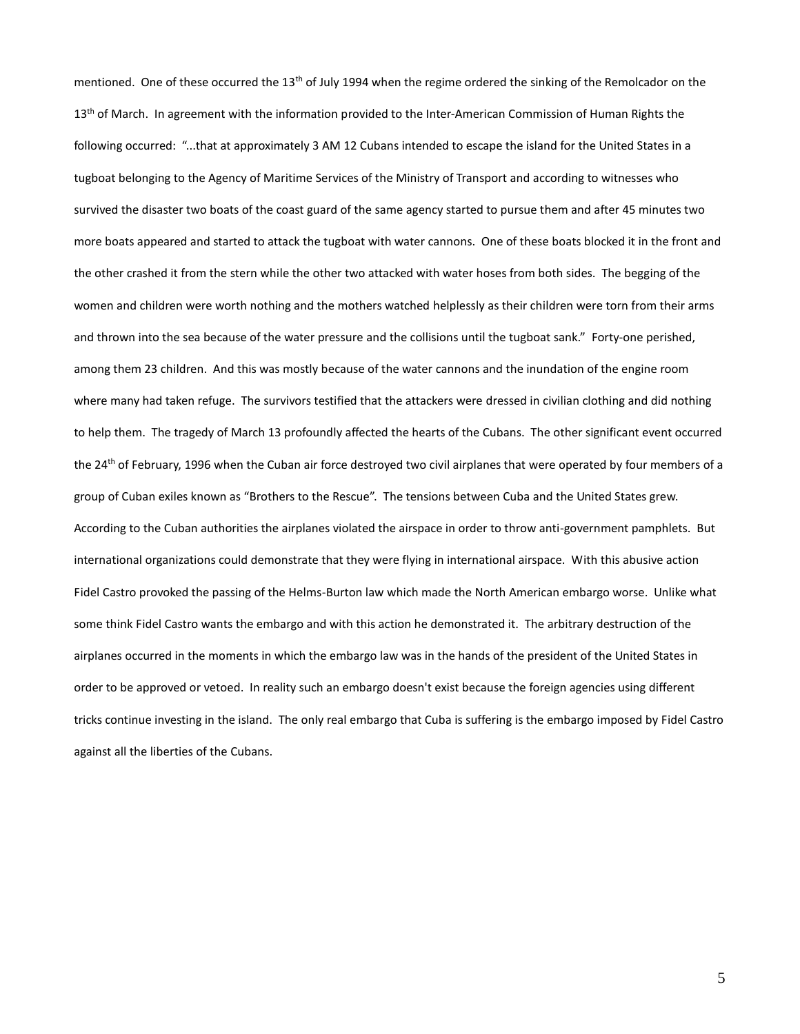mentioned. One of these occurred the 13th of July 1994 when the regime ordered the sinking of the Remolcador on the 13th of March. In agreement with the information provided to the Inter-American Commission of Human Rights the following occurred: "...that at approximately 3 AM 12 Cubans intended to escape the island for the United States in a tugboat belonging to the Agency of Maritime Services of the Ministry of Transport and according to witnesses who survived the disaster two boats of the coast guard of the same agency started to pursue them and after 45 minutes two more boats appeared and started to attack the tugboat with water cannons. One of these boats blocked it in the front and the other crashed it from the stern while the other two attacked with water hoses from both sides. The begging of the women and children were worth nothing and the mothers watched helplessly as their children were torn from their arms and thrown into the sea because of the water pressure and the collisions until the tugboat sank." Forty-one perished, among them 23 children. And this was mostly because of the water cannons and the inundation of the engine room where many had taken refuge. The survivors testified that the attackers were dressed in civilian clothing and did nothing to help them. The tragedy of March 13 profoundly affected the hearts of the Cubans. The other significant event occurred the 24th of February, 1996 when the Cuban air force destroyed two civil airplanes that were operated by four members of a group of Cuban exiles known as "Brothers to the Rescue". The tensions between Cuba and the United States grew. According to the Cuban authorities the airplanes violated the airspace in order to throw anti-government pamphlets. But international organizations could demonstrate that they were flying in international airspace. With this abusive action Fidel Castro provoked the passing of the Helms-Burton law which made the North American embargo worse. Unlike what some think Fidel Castro wants the embargo and with this action he demonstrated it. The arbitrary destruction of the airplanes occurred in the moments in which the embargo law was in the hands of the president of the United States in order to be approved or vetoed. In reality such an embargo doesn't exist because the foreign agencies using different tricks continue investing in the island. The only real embargo that Cuba is suffering is the embargo imposed by Fidel Castro against all the liberties of the Cubans.